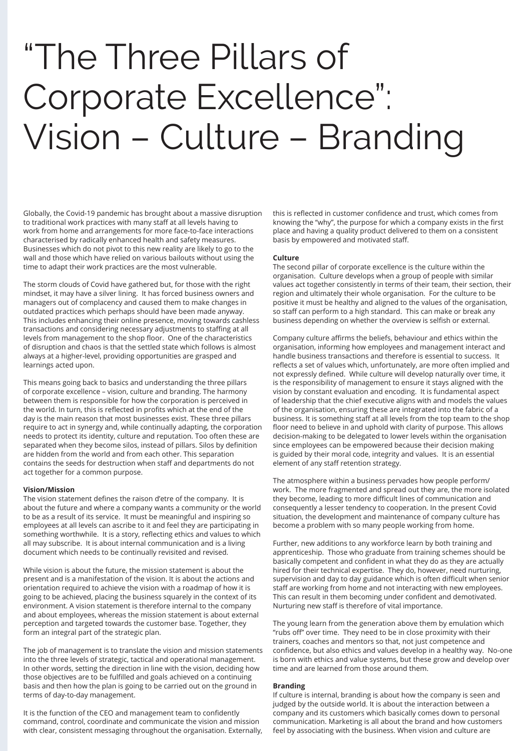# "The Three Pillars of Corporate Excellence": Vision – Culture – Branding

Globally, the Covid-19 pandemic has brought about a massive disruption to traditional work practices with many staff at all levels having to work from home and arrangements for more face-to-face interactions characterised by radically enhanced health and safety measures. Businesses which do not pivot to this new reality are likely to go to the wall and those which have relied on various bailouts without using the time to adapt their work practices are the most vulnerable.

The storm clouds of Covid have gathered but, for those with the right mindset, it may have a silver lining. It has forced business owners and managers out of complacency and caused them to make changes in outdated practices which perhaps should have been made anyway. This includes enhancing their online presence, moving towards cashless transactions and considering necessary adjustments to staffing at all levels from management to the shop floor. One of the characteristics of disruption and chaos is that the settled state which follows is almost always at a higher-level, providing opportunities are grasped and learnings acted upon.

This means going back to basics and understanding the three pillars of corporate excellence – vision, culture and branding. The harmony between them is responsible for how the corporation is perceived in the world. In turn, this is reflected in profits which at the end of the day is the main reason that most businesses exist. These three pillars require to act in synergy and, while continually adapting, the corporation needs to protect its identity, culture and reputation. Too often these are separated when they become silos, instead of pillars. Silos by definition are hidden from the world and from each other. This separation contains the seeds for destruction when staff and departments do not act together for a common purpose.

**Vision/Mission**

The vision statement defines the raison d'etre of the company. It is about the future and where a company wants a community or the world to be as a result of its service. It must be meaningful and inspiring so employees at all levels can ascribe to it and feel they are participating in something worthwhile. It is a story, reflecting ethics and values to which all may subscribe. It is about internal communication and is a living document which needs to be continually revisited and revised.

While vision is about the future, the mission statement is about the present and is a manifestation of the vision. It is about the actions and orientation required to achieve the vision with a roadmap of how it is going to be achieved, placing the business squarely in the context of its environment. A vision statement is therefore internal to the company and about employees, whereas the mission statement is about external perception and targeted towards the customer base. Together, they form an integral part of the strategic plan.

The job of management is to translate the vision and mission statements into the three levels of strategic, tactical and operational management. In other words, setting the direction in line with the vision, deciding how those objectives are to be fulfilled and goals achieved on a continuing basis and then how the plan is going to be carried out on the ground in terms of day-to-day management.

It is the function of the CEO and management team to confidently command, control, coordinate and communicate the vision and mission with clear, consistent messaging throughout the organisation. Externally, this is reflected in customer confidence and trust, which comes from knowing the "why", the purpose for which a company exists in the first place and having a quality product delivered to them on a consistent basis by empowered and motivated staff.

**Culture**

The second pillar of corporate excellence is the culture within the organisation. Culture develops when a group of people with similar values act together consistently in terms of their team, their section, their region and ultimately their whole organisation. For the culture to be positive it must be healthy and aligned to the values of the organisation, so staff can perform to a high standard. This can make or break any business depending on whether the overview is selfish or external.

Company culture affirms the beliefs, behaviour and ethics within the organisation, informing how employees and management interact and handle business transactions and therefore is essential to success. It reflects a set of values which, unfortunately, are more often implied and not expressly defined. While culture will develop naturally over time, it is the responsibility of management to ensure it stays aligned with the vision by constant evaluation and encoding. It is fundamental aspect of leadership that the chief executive aligns with and models the values of the organisation, ensuring these are integrated into the fabric of a business. It is something staff at all levels from the top team to the shop floor need to believe in and uphold with clarity of purpose. This allows decision-making to be delegated to lower levels within the organisation since employees can be empowered because their decision making is guided by their moral code, integrity and values. It is an essential element of any staff retention strategy.

The atmosphere within a business pervades how people perform/ work. The more fragmented and spread out they are, the more isolated they become, leading to more difficult lines of communication and consequently a lesser tendency to cooperation. In the present Covid situation, the development and maintenance of company culture has become a problem with so many people working from home.

Further, new additions to any workforce learn by both training and apprenticeship. Those who graduate from training schemes should be basically competent and confident in what they do as they are actually hired for their technical expertise. They do, however, need nurturing, supervision and day to day guidance which is often difficult when senior staff are working from home and not interacting with new employees. This can result in them becoming under confident and demotivated. Nurturing new staff is therefore of vital importance.

The young learn from the generation above them by emulation which "rubs off" over time. They need to be in close proximity with their trainers, coaches and mentors so that, not just competence and confidence, but also ethics and values develop in a healthy way. No-one is born with ethics and value systems, but these grow and develop over time and are learned from those around them.

**Branding**

If culture is internal, branding is about how the company is seen and judged by the outside world. It is about the interaction between a company and its customers which basically comes down to personal communication. Marketing is all about the brand and how customers feel by associating with the business. When vision and culture are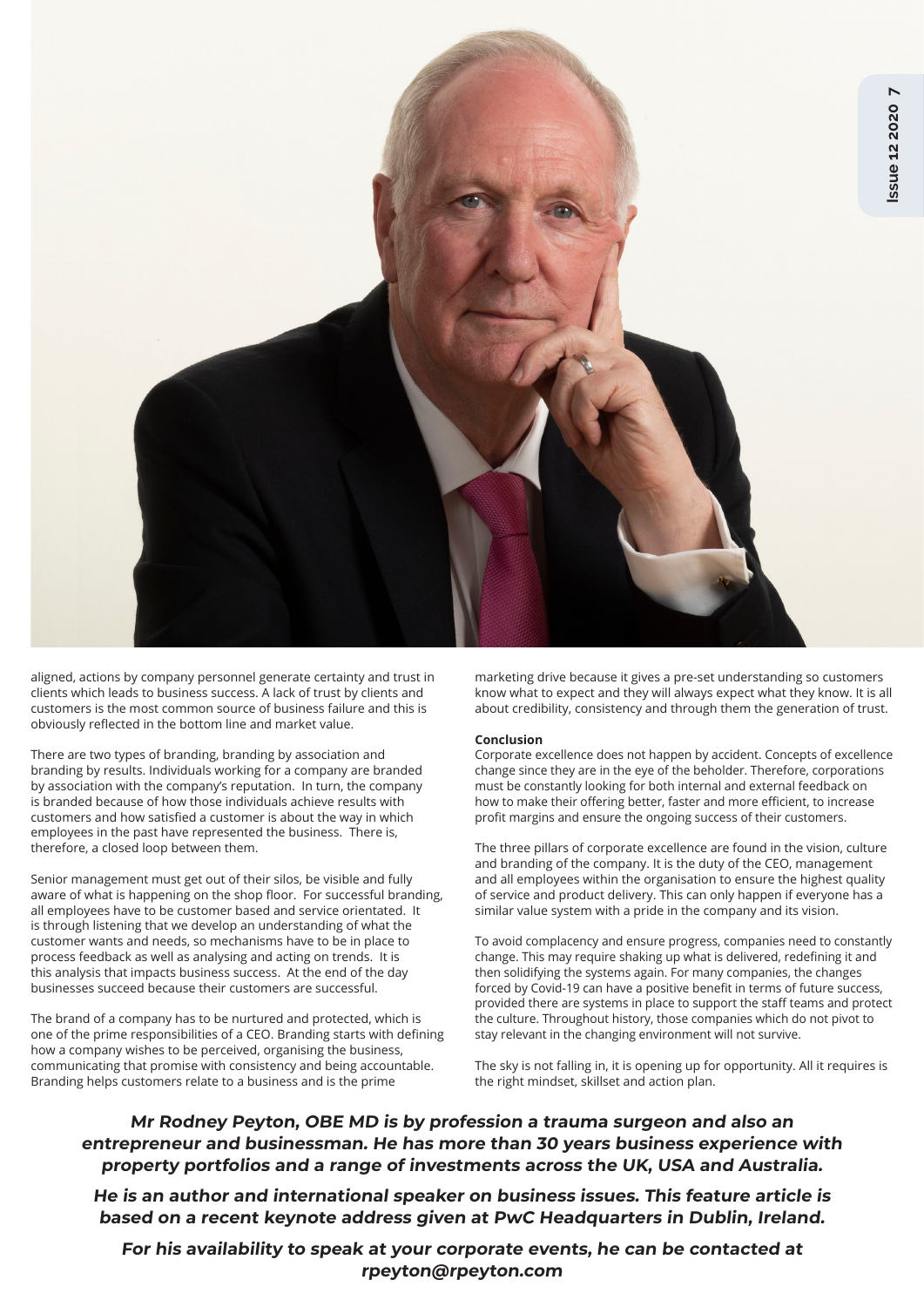aligned, actions by company personnel generate certainty and trust in clients which leads to business success. A lack of trust by clients and customers is the most common source of business failure and this is obviously reflected in the bottom line and market value.

There are two types of branding, branding by association and branding by results. Individuals working for a company are branded by association with the company's reputation. In turn, the company is branded because of how those individuals achieve results with customers and how satisfied a customer is about the way in which employees in the past have represented the business. There is, therefore, a closed loop between them.

Senior management must get out of their silos, be visible and fully aware of what is happening on the shop floor. For successful branding, all employees have to be customer based and service orientated. It is through listening that we develop an understanding of what the customer wants and needs, so mechanisms have to be in place to process feedback as well as analysing and acting on trends. It is this analysis that impacts business success. At the end of the day businesses succeed because their customers are successful.

The brand of a company has to be nurtured and protected, which is one of the prime responsibilities of a CEO. Branding starts with defining how a company wishes to be perceived, organising the business, communicating that promise with consistency and being accountable. Branding helps customers relate to a business and is the prime marketing drive because it gives a pre-set understanding so customers know what to expect and they will always expect what they know. It is all about credibility, consistency and through them the generation of trust.

**Conclusion**

Corporate excellence does not happen by accident. Concepts of excellence change since they are in the eye of the beholder. Therefore, corporations must be constantly looking for both internal and external feedback on how to make their offering better, faster and more efficient, to increase profit margins and ensure the ongoing success of their customers.

The three pillars of corporate excellence are found in the vision, culture and branding of the company. It is the duty of the CEO, management and all employees within the organisation to ensure the highest quality of service and product delivery. This can only happen if everyone has a similar value system with a pride in the company and its vision.

To avoid complacency and ensure progress, companies need to constantly change. This may require shaking up what is delivered, redefining it and then solidifying the systems again. For many companies, the changes forced by Covid-19 can have a positive benefit in terms of future success, provided there are systems in place to support the staff teams and protect the culture. Throughout history, those companies which do not pivot to stay relevant in the changing environment will not survive.

The sky is not falling in, it is opening up for opportunity. All it requires is the right mindset, skillset and action plan.

***Mr Rodney Peyton, OBE MD is by profession a trauma surgeon and also an entrepreneur and businessman. He has more than 30 years business experience with property portfolios and a range of investments across the UK, USA and Australia.***

***He is an author and international speaker on business issues. This feature article is based on a recent keynote address given at PwC Headquarters in Dublin, Ireland.***

***For his availability to speak at your corporate events, he can be contacted at rpeyton@rpeyton.com***